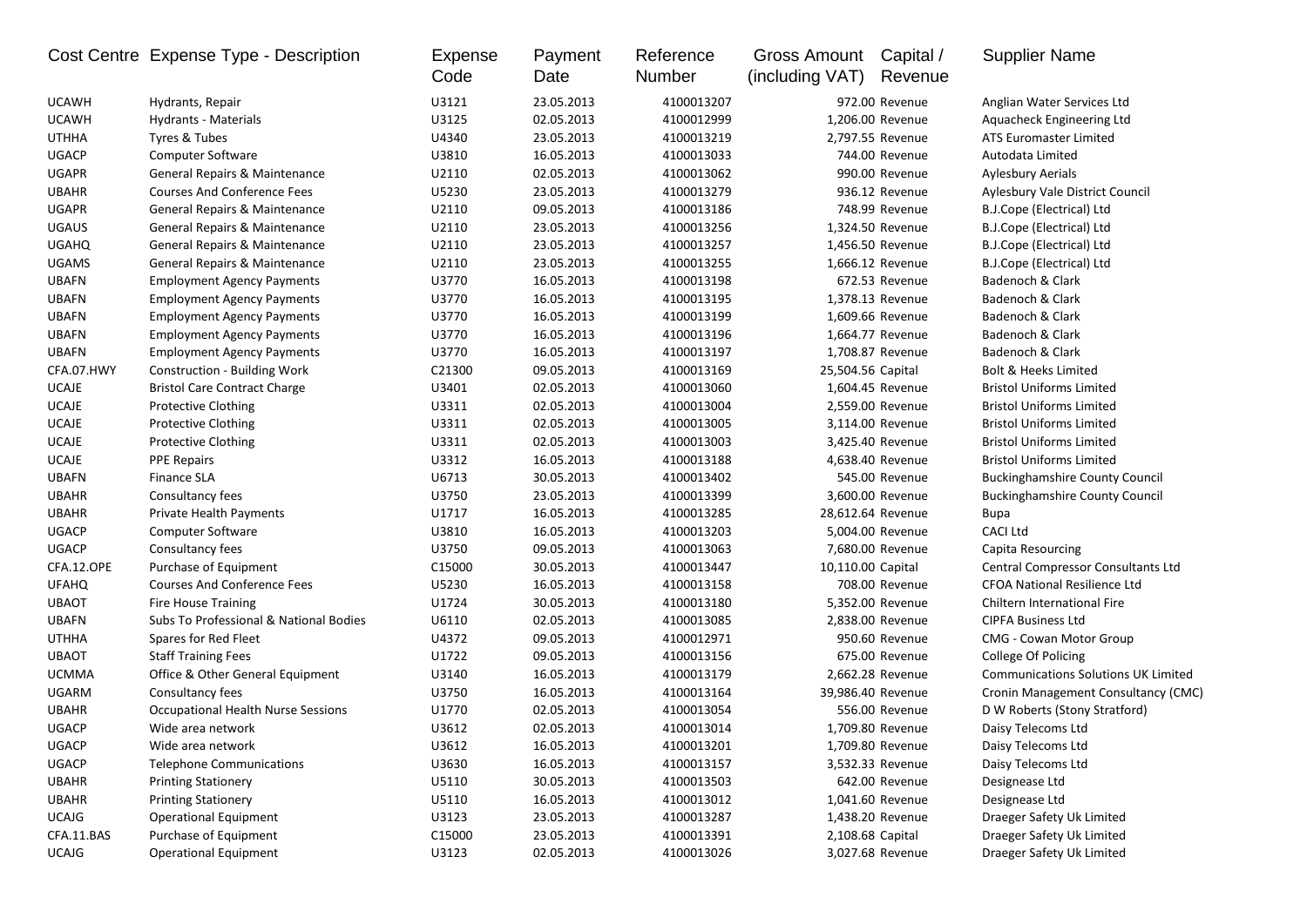| Cost Centre | Expense Type - Description | Expense Code | Payment Date | Reference Number | Gross Amount (including VAT) | Capital / Revenue | Supplier Name |
|---|---|---|---|---|---|---|---|
| UCAWH | Hydrants, Repair | U3121 | 23.05.2013 | 4100013207 | 972.00 | Revenue | Anglian Water Services Ltd |
| UCAWH | Hydrants - Materials | U3125 | 02.05.2013 | 4100012999 | 1,206.00 | Revenue | Aquacheck Engineering Ltd |
| UTHHA | Tyres & Tubes | U4340 | 23.05.2013 | 4100013219 | 2,797.55 | Revenue | ATS Euromaster Limited |
| UGACP | Computer Software | U3810 | 16.05.2013 | 4100013033 | 744.00 | Revenue | Autodata Limited |
| UGAPR | General Repairs & Maintenance | U2110 | 02.05.2013 | 4100013062 | 990.00 | Revenue | Aylesbury Aerials |
| UBAHR | Courses And Conference Fees | U5230 | 23.05.2013 | 4100013279 | 936.12 | Revenue | Aylesbury Vale District Council |
| UGAPR | General Repairs & Maintenance | U2110 | 09.05.2013 | 4100013186 | 748.99 | Revenue | B.J.Cope (Electrical) Ltd |
| UGAUS | General Repairs & Maintenance | U2110 | 23.05.2013 | 4100013256 | 1,324.50 | Revenue | B.J.Cope (Electrical) Ltd |
| UGAHQ | General Repairs & Maintenance | U2110 | 23.05.2013 | 4100013257 | 1,456.50 | Revenue | B.J.Cope (Electrical) Ltd |
| UGAMS | General Repairs & Maintenance | U2110 | 23.05.2013 | 4100013255 | 1,666.12 | Revenue | B.J.Cope (Electrical) Ltd |
| UBAFN | Employment Agency Payments | U3770 | 16.05.2013 | 4100013198 | 672.53 | Revenue | Badenoch & Clark |
| UBAFN | Employment Agency Payments | U3770 | 16.05.2013 | 4100013195 | 1,378.13 | Revenue | Badenoch & Clark |
| UBAFN | Employment Agency Payments | U3770 | 16.05.2013 | 4100013199 | 1,609.66 | Revenue | Badenoch & Clark |
| UBAFN | Employment Agency Payments | U3770 | 16.05.2013 | 4100013196 | 1,664.77 | Revenue | Badenoch & Clark |
| UBAFN | Employment Agency Payments | U3770 | 16.05.2013 | 4100013197 | 1,708.87 | Revenue | Badenoch & Clark |
| CFA.07.HWY | Construction - Building Work | C21300 | 09.05.2013 | 4100013169 | 25,504.56 | Capital | Bolt & Heeks Limited |
| UCAJE | Bristol Care Contract Charge | U3401 | 02.05.2013 | 4100013060 | 1,604.45 | Revenue | Bristol Uniforms Limited |
| UCAJE | Protective Clothing | U3311 | 02.05.2013 | 4100013004 | 2,559.00 | Revenue | Bristol Uniforms Limited |
| UCAJE | Protective Clothing | U3311 | 02.05.2013 | 4100013005 | 3,114.00 | Revenue | Bristol Uniforms Limited |
| UCAJE | Protective Clothing | U3311 | 02.05.2013 | 4100013003 | 3,425.40 | Revenue | Bristol Uniforms Limited |
| UCAJE | PPE Repairs | U3312 | 16.05.2013 | 4100013188 | 4,638.40 | Revenue | Bristol Uniforms Limited |
| UBAFN | Finance SLA | U6713 | 30.05.2013 | 4100013402 | 545.00 | Revenue | Buckinghamshire County Council |
| UBAHR | Consultancy fees | U3750 | 23.05.2013 | 4100013399 | 3,600.00 | Revenue | Buckinghamshire County Council |
| UBAHR | Private Health Payments | U1717 | 16.05.2013 | 4100013285 | 28,612.64 | Revenue | Bupa |
| UGACP | Computer Software | U3810 | 16.05.2013 | 4100013203 | 5,004.00 | Revenue | CACI Ltd |
| UGACP | Consultancy fees | U3750 | 09.05.2013 | 4100013063 | 7,680.00 | Revenue | Capita Resourcing |
| CFA.12.OPE | Purchase of Equipment | C15000 | 30.05.2013 | 4100013447 | 10,110.00 | Capital | Central Compressor Consultants Ltd |
| UFAHQ | Courses And Conference Fees | U5230 | 16.05.2013 | 4100013158 | 708.00 | Revenue | CFOA National Resilience Ltd |
| UBAOT | Fire House Training | U1724 | 30.05.2013 | 4100013180 | 5,352.00 | Revenue | Chiltern International Fire |
| UBAFN | Subs To Professional & National Bodies | U6110 | 02.05.2013 | 4100013085 | 2,838.00 | Revenue | CIPFA Business Ltd |
| UTHHA | Spares for Red Fleet | U4372 | 09.05.2013 | 4100012971 | 950.60 | Revenue | CMG - Cowan Motor Group |
| UBAOT | Staff Training Fees | U1722 | 09.05.2013 | 4100013156 | 675.00 | Revenue | College Of Policing |
| UCMMA | Office & Other General Equipment | U3140 | 16.05.2013 | 4100013179 | 2,662.28 | Revenue | Communications Solutions UK Limited |
| UGARM | Consultancy fees | U3750 | 16.05.2013 | 4100013164 | 39,986.40 | Revenue | Cronin Management Consultancy (CMC) |
| UBAHR | Occupational Health Nurse Sessions | U1770 | 02.05.2013 | 4100013054 | 556.00 | Revenue | D W Roberts (Stony Stratford) |
| UGACP | Wide area network | U3612 | 02.05.2013 | 4100013014 | 1,709.80 | Revenue | Daisy Telecoms Ltd |
| UGACP | Wide area network | U3612 | 16.05.2013 | 4100013201 | 1,709.80 | Revenue | Daisy Telecoms Ltd |
| UGACP | Telephone Communications | U3630 | 16.05.2013 | 4100013157 | 3,532.33 | Revenue | Daisy Telecoms Ltd |
| UBAHR | Printing Stationery | U5110 | 30.05.2013 | 4100013503 | 642.00 | Revenue | Designease Ltd |
| UBAHR | Printing Stationery | U5110 | 16.05.2013 | 4100013012 | 1,041.60 | Revenue | Designease Ltd |
| UCAJG | Operational Equipment | U3123 | 23.05.2013 | 4100013287 | 1,438.20 | Revenue | Draeger Safety Uk Limited |
| CFA.11.BAS | Purchase of Equipment | C15000 | 23.05.2013 | 4100013391 | 2,108.68 | Capital | Draeger Safety Uk Limited |
| UCAJG | Operational Equipment | U3123 | 02.05.2013 | 4100013026 | 3,027.68 | Revenue | Draeger Safety Uk Limited |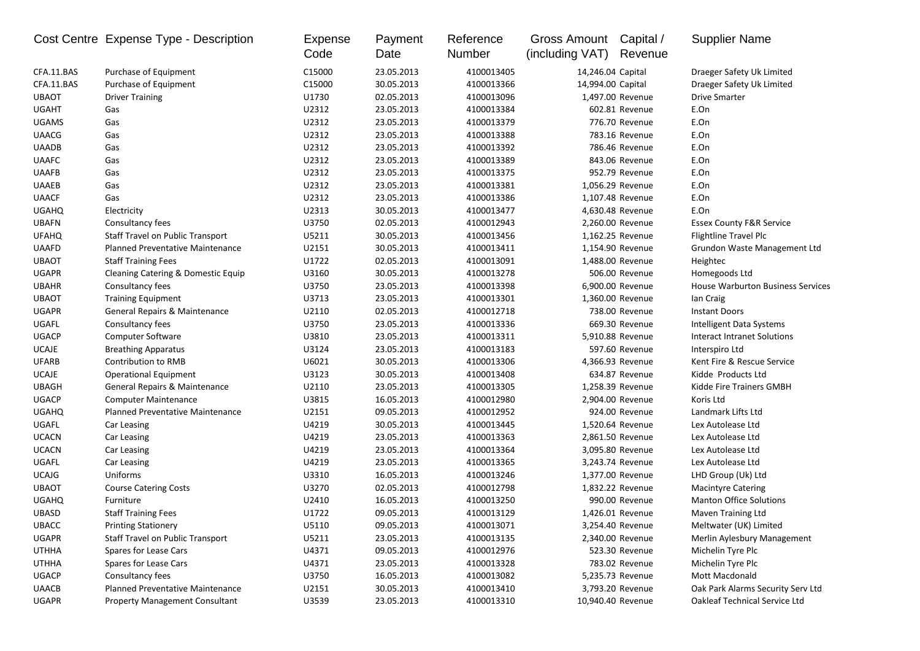| Cost Centre | Expense Type - Description | Expense Code | Payment Date | Reference Number | Gross Amount (including VAT) | Capital / Revenue | Supplier Name |
|---|---|---|---|---|---|---|---|
| CFA.11.BAS | Purchase of Equipment | C15000 | 23.05.2013 | 4100013405 | 14,246.04 | Capital | Draeger Safety Uk Limited |
| CFA.11.BAS | Purchase of Equipment | C15000 | 30.05.2013 | 4100013366 | 14,994.00 | Capital | Draeger Safety Uk Limited |
| UBAOT | Driver Training | U1730 | 02.05.2013 | 4100013096 | 1,497.00 | Revenue | Drive Smarter |
| UGAHT | Gas | U2312 | 23.05.2013 | 4100013384 | 602.81 | Revenue | E.On |
| UGAMS | Gas | U2312 | 23.05.2013 | 4100013379 | 776.70 | Revenue | E.On |
| UAACG | Gas | U2312 | 23.05.2013 | 4100013388 | 783.16 | Revenue | E.On |
| UAADB | Gas | U2312 | 23.05.2013 | 4100013392 | 786.46 | Revenue | E.On |
| UAAFC | Gas | U2312 | 23.05.2013 | 4100013389 | 843.06 | Revenue | E.On |
| UAAFB | Gas | U2312 | 23.05.2013 | 4100013375 | 952.79 | Revenue | E.On |
| UAAEB | Gas | U2312 | 23.05.2013 | 4100013381 | 1,056.29 | Revenue | E.On |
| UAACF | Gas | U2312 | 23.05.2013 | 4100013386 | 1,107.48 | Revenue | E.On |
| UGAHQ | Electricity | U2313 | 30.05.2013 | 4100013477 | 4,630.48 | Revenue | E.On |
| UBAFN | Consultancy fees | U3750 | 02.05.2013 | 4100012943 | 2,260.00 | Revenue | Essex County F&R Service |
| UFAHQ | Staff Travel on Public Transport | U5211 | 30.05.2013 | 4100013456 | 1,162.25 | Revenue | Flightline Travel Plc |
| UAAFD | Planned Preventative Maintenance | U2151 | 30.05.2013 | 4100013411 | 1,154.90 | Revenue | Grundon Waste Management Ltd |
| UBAOT | Staff Training Fees | U1722 | 02.05.2013 | 4100013091 | 1,488.00 | Revenue | Heightec |
| UGAPR | Cleaning Catering & Domestic Equip | U3160 | 30.05.2013 | 4100013278 | 506.00 | Revenue | Homegoods Ltd |
| UBAHR | Consultancy fees | U3750 | 23.05.2013 | 4100013398 | 6,900.00 | Revenue | House Warburton Business Services |
| UBAOT | Training Equipment | U3713 | 23.05.2013 | 4100013301 | 1,360.00 | Revenue | Ian Craig |
| UGAPR | General Repairs & Maintenance | U2110 | 02.05.2013 | 4100012718 | 738.00 | Revenue | Instant Doors |
| UGAFL | Consultancy fees | U3750 | 23.05.2013 | 4100013336 | 669.30 | Revenue | Intelligent Data Systems |
| UGACP | Computer Software | U3810 | 23.05.2013 | 4100013311 | 5,910.88 | Revenue | Interact Intranet Solutions |
| UCAJE | Breathing Apparatus | U3124 | 23.05.2013 | 4100013183 | 597.60 | Revenue | Interspiro Ltd |
| UFARB | Contribution to RMB | U6021 | 30.05.2013 | 4100013306 | 4,366.93 | Revenue | Kent Fire & Rescue Service |
| UCAJE | Operational Equipment | U3123 | 30.05.2013 | 4100013408 | 634.87 | Revenue | Kidde Products Ltd |
| UBAGH | General Repairs & Maintenance | U2110 | 23.05.2013 | 4100013305 | 1,258.39 | Revenue | Kidde Fire Trainers GMBH |
| UGACP | Computer Maintenance | U3815 | 16.05.2013 | 4100012980 | 2,904.00 | Revenue | Koris Ltd |
| UGAHQ | Planned Preventative Maintenance | U2151 | 09.05.2013 | 4100012952 | 924.00 | Revenue | Landmark Lifts Ltd |
| UGAFL | Car Leasing | U4219 | 30.05.2013 | 4100013445 | 1,520.64 | Revenue | Lex Autolease Ltd |
| UCACN | Car Leasing | U4219 | 23.05.2013 | 4100013363 | 2,861.50 | Revenue | Lex Autolease Ltd |
| UCACN | Car Leasing | U4219 | 23.05.2013 | 4100013364 | 3,095.80 | Revenue | Lex Autolease Ltd |
| UGAFL | Car Leasing | U4219 | 23.05.2013 | 4100013365 | 3,243.74 | Revenue | Lex Autolease Ltd |
| UCAJG | Uniforms | U3310 | 16.05.2013 | 4100013246 | 1,377.00 | Revenue | LHD Group (Uk) Ltd |
| UBAOT | Course Catering Costs | U3270 | 02.05.2013 | 4100012798 | 1,832.22 | Revenue | Macintyre Catering |
| UGAHQ | Furniture | U2410 | 16.05.2013 | 4100013250 | 990.00 | Revenue | Manton Office Solutions |
| UBASD | Staff Training Fees | U1722 | 09.05.2013 | 4100013129 | 1,426.01 | Revenue | Maven Training Ltd |
| UBACC | Printing Stationery | U5110 | 09.05.2013 | 4100013071 | 3,254.40 | Revenue | Meltwater (UK) Limited |
| UGAPR | Staff Travel on Public Transport | U5211 | 23.05.2013 | 4100013135 | 2,340.00 | Revenue | Merlin Aylesbury Management |
| UTHHA | Spares for Lease Cars | U4371 | 09.05.2013 | 4100012976 | 523.30 | Revenue | Michelin Tyre Plc |
| UTHHA | Spares for Lease Cars | U4371 | 23.05.2013 | 4100013328 | 783.02 | Revenue | Michelin Tyre Plc |
| UGACP | Consultancy fees | U3750 | 16.05.2013 | 4100013082 | 5,235.73 | Revenue | Mott Macdonald |
| UAACB | Planned Preventative Maintenance | U2151 | 30.05.2013 | 4100013410 | 3,793.20 | Revenue | Oak Park Alarms Security Serv Ltd |
| UGAPR | Property Management Consultant | U3539 | 23.05.2013 | 4100013310 | 10,940.40 | Revenue | Oakleaf Technical Service Ltd |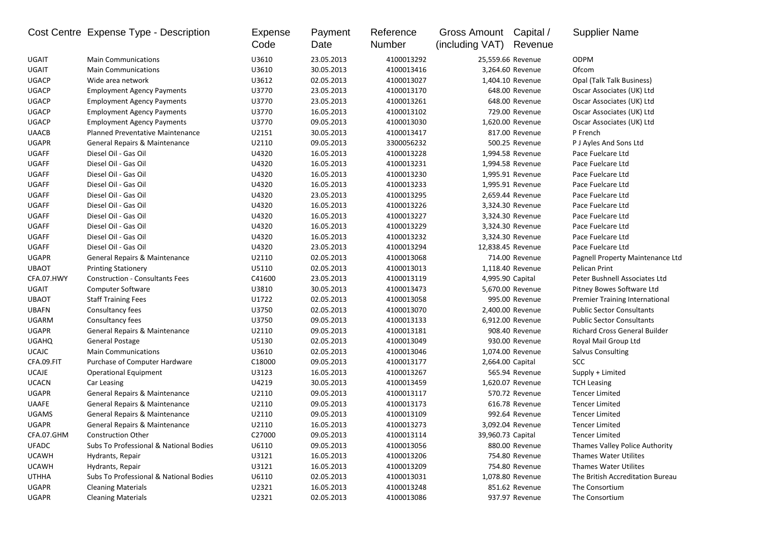| Cost Centre | Expense Type - Description | Expense Code | Payment Date | Reference Number | Gross Amount (including VAT) | Capital / Revenue | Supplier Name |
|---|---|---|---|---|---|---|---|
| UGAIT | Main Communications | U3610 | 23.05.2013 | 4100013292 | 25,559.66 | Revenue | ODPM |
| UGAIT | Main Communications | U3610 | 30.05.2013 | 4100013416 | 3,264.60 | Revenue | Ofcom |
| UGACP | Wide area network | U3612 | 02.05.2013 | 4100013027 | 1,404.10 | Revenue | Opal (Talk Talk Business) |
| UGACP | Employment Agency Payments | U3770 | 23.05.2013 | 4100013170 | 648.00 | Revenue | Oscar Associates (UK) Ltd |
| UGACP | Employment Agency Payments | U3770 | 23.05.2013 | 4100013261 | 648.00 | Revenue | Oscar Associates (UK) Ltd |
| UGACP | Employment Agency Payments | U3770 | 16.05.2013 | 4100013102 | 729.00 | Revenue | Oscar Associates (UK) Ltd |
| UGACP | Employment Agency Payments | U3770 | 09.05.2013 | 4100013030 | 1,620.00 | Revenue | Oscar Associates (UK) Ltd |
| UAACB | Planned Preventative Maintenance | U2151 | 30.05.2013 | 4100013417 | 817.00 | Revenue | P French |
| UGAPR | General Repairs & Maintenance | U2110 | 09.05.2013 | 3300056232 | 500.25 | Revenue | P J Ayles And Sons Ltd |
| UGAFF | Diesel Oil - Gas Oil | U4320 | 16.05.2013 | 4100013228 | 1,994.58 | Revenue | Pace Fuelcare Ltd |
| UGAFF | Diesel Oil - Gas Oil | U4320 | 16.05.2013 | 4100013231 | 1,994.58 | Revenue | Pace Fuelcare Ltd |
| UGAFF | Diesel Oil - Gas Oil | U4320 | 16.05.2013 | 4100013230 | 1,995.91 | Revenue | Pace Fuelcare Ltd |
| UGAFF | Diesel Oil - Gas Oil | U4320 | 16.05.2013 | 4100013233 | 1,995.91 | Revenue | Pace Fuelcare Ltd |
| UGAFF | Diesel Oil - Gas Oil | U4320 | 23.05.2013 | 4100013295 | 2,659.44 | Revenue | Pace Fuelcare Ltd |
| UGAFF | Diesel Oil - Gas Oil | U4320 | 16.05.2013 | 4100013226 | 3,324.30 | Revenue | Pace Fuelcare Ltd |
| UGAFF | Diesel Oil - Gas Oil | U4320 | 16.05.2013 | 4100013227 | 3,324.30 | Revenue | Pace Fuelcare Ltd |
| UGAFF | Diesel Oil - Gas Oil | U4320 | 16.05.2013 | 4100013229 | 3,324.30 | Revenue | Pace Fuelcare Ltd |
| UGAFF | Diesel Oil - Gas Oil | U4320 | 16.05.2013 | 4100013232 | 3,324.30 | Revenue | Pace Fuelcare Ltd |
| UGAFF | Diesel Oil - Gas Oil | U4320 | 23.05.2013 | 4100013294 | 12,838.45 | Revenue | Pace Fuelcare Ltd |
| UGAPR | General Repairs & Maintenance | U2110 | 02.05.2013 | 4100013068 | 714.00 | Revenue | Pagnell Property Maintenance Ltd |
| UBAOT | Printing Stationery | U5110 | 02.05.2013 | 4100013013 | 1,118.40 | Revenue | Pelican Print |
| CFA.07.HWY | Construction - Consultants Fees | C41600 | 23.05.2013 | 4100013119 | 4,995.90 | Capital | Peter Bushnell Associates Ltd |
| UGAIT | Computer Software | U3810 | 30.05.2013 | 4100013473 | 5,670.00 | Revenue | Pitney Bowes Software Ltd |
| UBAOT | Staff Training Fees | U1722 | 02.05.2013 | 4100013058 | 995.00 | Revenue | Premier Training International |
| UBAFN | Consultancy fees | U3750 | 02.05.2013 | 4100013070 | 2,400.00 | Revenue | Public Sector Consultants |
| UGARM | Consultancy fees | U3750 | 09.05.2013 | 4100013133 | 6,912.00 | Revenue | Public Sector Consultants |
| UGAPR | General Repairs & Maintenance | U2110 | 09.05.2013 | 4100013181 | 908.40 | Revenue | Richard Cross General Builder |
| UGAHQ | General Postage | U5130 | 02.05.2013 | 4100013049 | 930.00 | Revenue | Royal Mail Group Ltd |
| UCAJC | Main Communications | U3610 | 02.05.2013 | 4100013046 | 1,074.00 | Revenue | Salvus Consulting |
| CFA.09.FIT | Purchase of Computer Hardware | C18000 | 09.05.2013 | 4100013177 | 2,664.00 | Capital | SCC |
| UCAJE | Operational Equipment | U3123 | 16.05.2013 | 4100013267 | 565.94 | Revenue | Supply + Limited |
| UCACN | Car Leasing | U4219 | 30.05.2013 | 4100013459 | 1,620.07 | Revenue | TCH Leasing |
| UGAPR | General Repairs & Maintenance | U2110 | 09.05.2013 | 4100013117 | 570.72 | Revenue | Tencer Limited |
| UAAFE | General Repairs & Maintenance | U2110 | 09.05.2013 | 4100013173 | 616.78 | Revenue | Tencer Limited |
| UGAMS | General Repairs & Maintenance | U2110 | 09.05.2013 | 4100013109 | 992.64 | Revenue | Tencer Limited |
| UGAPR | General Repairs & Maintenance | U2110 | 16.05.2013 | 4100013273 | 3,092.04 | Revenue | Tencer Limited |
| CFA.07.GHM | Construction Other | C27000 | 09.05.2013 | 4100013114 | 39,960.73 | Capital | Tencer Limited |
| UFADC | Subs To Professional & National Bodies | U6110 | 09.05.2013 | 4100013056 | 880.00 | Revenue | Thames Valley Police Authority |
| UCAWH | Hydrants, Repair | U3121 | 16.05.2013 | 4100013206 | 754.80 | Revenue | Thames Water Utilites |
| UCAWH | Hydrants, Repair | U3121 | 16.05.2013 | 4100013209 | 754.80 | Revenue | Thames Water Utilites |
| UTHHA | Subs To Professional & National Bodies | U6110 | 02.05.2013 | 4100013031 | 1,078.80 | Revenue | The British Accreditation Bureau |
| UGAPR | Cleaning Materials | U2321 | 16.05.2013 | 4100013248 | 851.62 | Revenue | The Consortium |
| UGAPR | Cleaning Materials | U2321 | 02.05.2013 | 4100013086 | 937.97 | Revenue | The Consortium |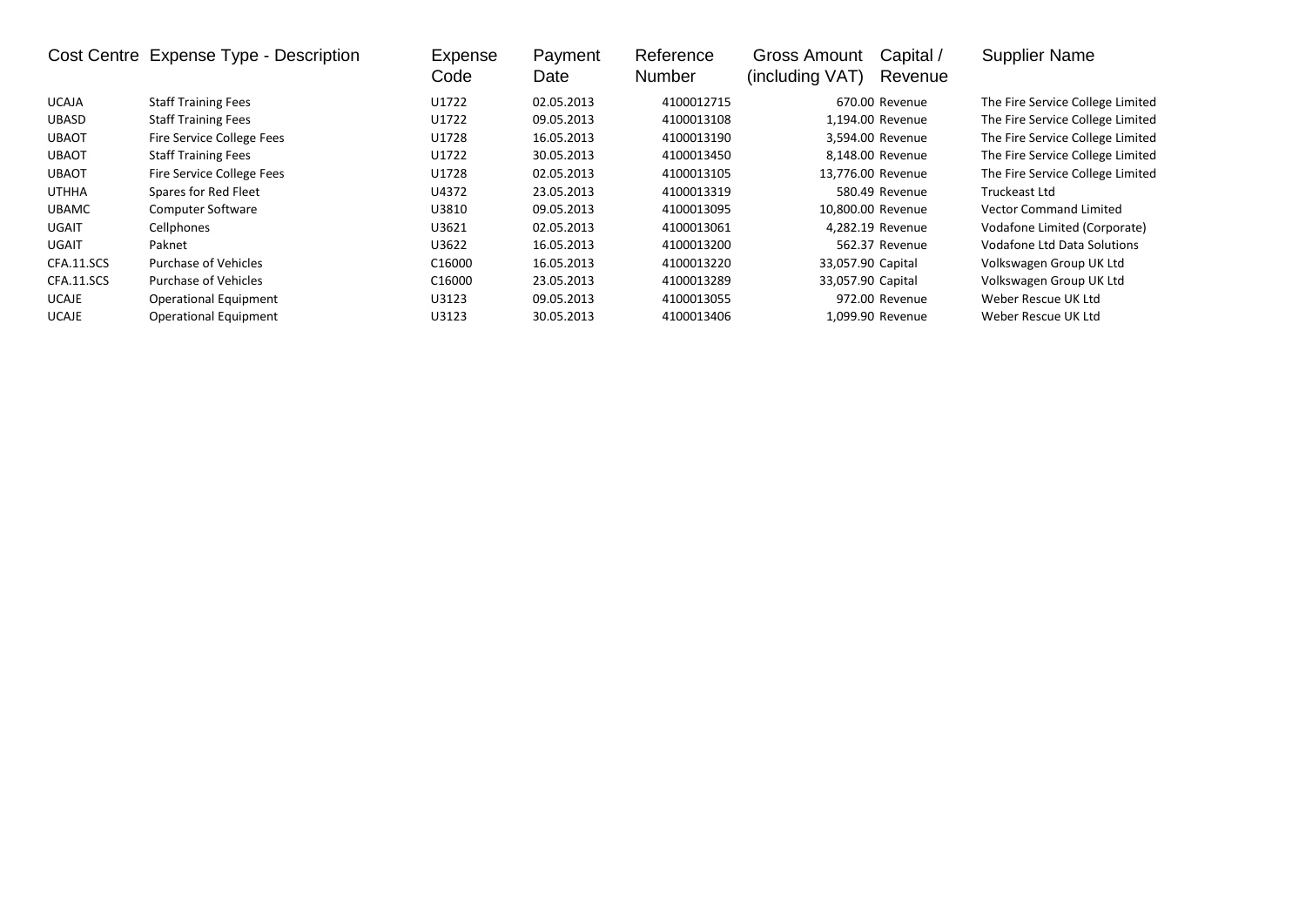| Cost Centre | Expense Type - Description | Expense Code | Payment Date | Reference Number | Gross Amount (including VAT) | Capital / Revenue | Supplier Name |
|---|---|---|---|---|---|---|---|
| UCAJA | Staff Training Fees | U1722 | 02.05.2013 | 4100012715 | 670.00 | Revenue | The Fire Service College Limited |
| UBASD | Staff Training Fees | U1722 | 09.05.2013 | 4100013108 | 1,194.00 | Revenue | The Fire Service College Limited |
| UBAOT | Fire Service College Fees | U1728 | 16.05.2013 | 4100013190 | 3,594.00 | Revenue | The Fire Service College Limited |
| UBAOT | Staff Training Fees | U1722 | 30.05.2013 | 4100013450 | 8,148.00 | Revenue | The Fire Service College Limited |
| UBAOT | Fire Service College Fees | U1728 | 02.05.2013 | 4100013105 | 13,776.00 | Revenue | The Fire Service College Limited |
| UTHHA | Spares for Red Fleet | U4372 | 23.05.2013 | 4100013319 | 580.49 | Revenue | Truckeast Ltd |
| UBAMC | Computer Software | U3810 | 09.05.2013 | 4100013095 | 10,800.00 | Revenue | Vector Command Limited |
| UGAIT | Cellphones | U3621 | 02.05.2013 | 4100013061 | 4,282.19 | Revenue | Vodafone Limited (Corporate) |
| UGAIT | Paknet | U3622 | 16.05.2013 | 4100013200 | 562.37 | Revenue | Vodafone Ltd Data Solutions |
| CFA.11.SCS | Purchase of Vehicles | C16000 | 16.05.2013 | 4100013220 | 33,057.90 | Capital | Volkswagen Group UK Ltd |
| CFA.11.SCS | Purchase of Vehicles | C16000 | 23.05.2013 | 4100013289 | 33,057.90 | Capital | Volkswagen Group UK Ltd |
| UCAJE | Operational Equipment | U3123 | 09.05.2013 | 4100013055 | 972.00 | Revenue | Weber Rescue UK Ltd |
| UCAJE | Operational Equipment | U3123 | 30.05.2013 | 4100013406 | 1,099.90 | Revenue | Weber Rescue UK Ltd |